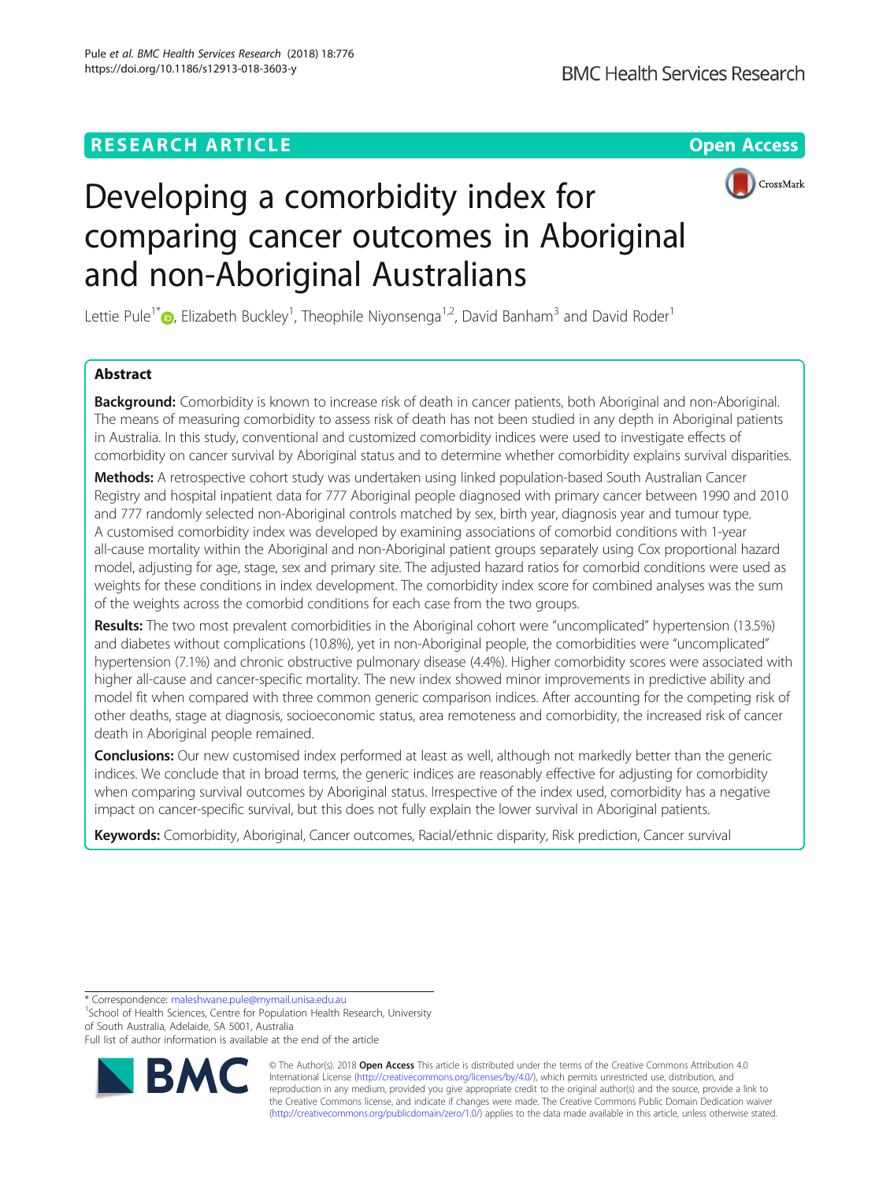RESEARCH ARTICLE

Open Access

# Developing a comorbidity index for comparing cancer outcomes in Aboriginal and non-Aboriginal Australians

Lettie Pule[1*], Elizabeth Buckley[1], Theophile Niyonsenga[1,2], David Banham[3] and David Roder[1]

## Abstract

**Background:** Comorbidity is known to increase risk of death in cancer patients, both Aboriginal and non-Aboriginal. The means of measuring comorbidity to assess risk of death has not been studied in any depth in Aboriginal patients in Australia. In this study, conventional and customized comorbidity indices were used to investigate effects of comorbidity on cancer survival by Aboriginal status and to determine whether comorbidity explains survival disparities.

**Methods:** A retrospective cohort study was undertaken using linked population-based South Australian Cancer Registry and hospital inpatient data for 777 Aboriginal people diagnosed with primary cancer between 1990 and 2010 and 777 randomly selected non-Aboriginal controls matched by sex, birth year, diagnosis year and tumour type. A customised comorbidity index was developed by examining associations of comorbid conditions with 1-year all-cause mortality within the Aboriginal and non-Aboriginal patient groups separately using Cox proportional hazard model, adjusting for age, stage, sex and primary site. The adjusted hazard ratios for comorbid conditions were used as weights for these conditions in index development. The comorbidity index score for combined analyses was the sum of the weights across the comorbid conditions for each case from the two groups.

**Results:** The two most prevalent comorbidities in the Aboriginal cohort were "uncomplicated" hypertension (13.5%) and diabetes without complications (10.8%), yet in non-Aboriginal people, the comorbidities were "uncomplicated" hypertension (7.1%) and chronic obstructive pulmonary disease (4.4%). Higher comorbidity scores were associated with higher all-cause and cancer-specific mortality. The new index showed minor improvements in predictive ability and model fit when compared with three common generic comparison indices. After accounting for the competing risk of other deaths, stage at diagnosis, socioeconomic status, area remoteness and comorbidity, the increased risk of cancer death in Aboriginal people remained.

**Conclusions:** Our new customised index performed at least as well, although not markedly better than the generic indices. We conclude that in broad terms, the generic indices are reasonably effective for adjusting for comorbidity when comparing survival outcomes by Aboriginal status. Irrespective of the index used, comorbidity has a negative impact on cancer-specific survival, but this does not fully explain the lower survival in Aboriginal patients.

**Keywords:** Comorbidity, Aboriginal, Cancer outcomes, Racial/ethnic disparity, Risk prediction, Cancer survival

---

* Correspondence: maleshwane.pule@mymail.unisa.edu.au
[1]School of Health Sciences, Centre for Population Health Research, University of South Australia, Adelaide, SA 5001, Australia
Full list of author information is available at the end of the article

© The Author(s). 2018 **Open Access** This article is distributed under the terms of the Creative Commons Attribution 4.0 International License (http://creativecommons.org/licenses/by/4.0/), which permits unrestricted use, distribution, and reproduction in any medium, provided you give appropriate credit to the original author(s) and the source, provide a link to the Creative Commons license, and indicate if changes were made. The Creative Commons Public Domain Dedication waiver (http://creativecommons.org/publicdomain/zero/1.0/) applies to the data made available in this article, unless otherwise stated.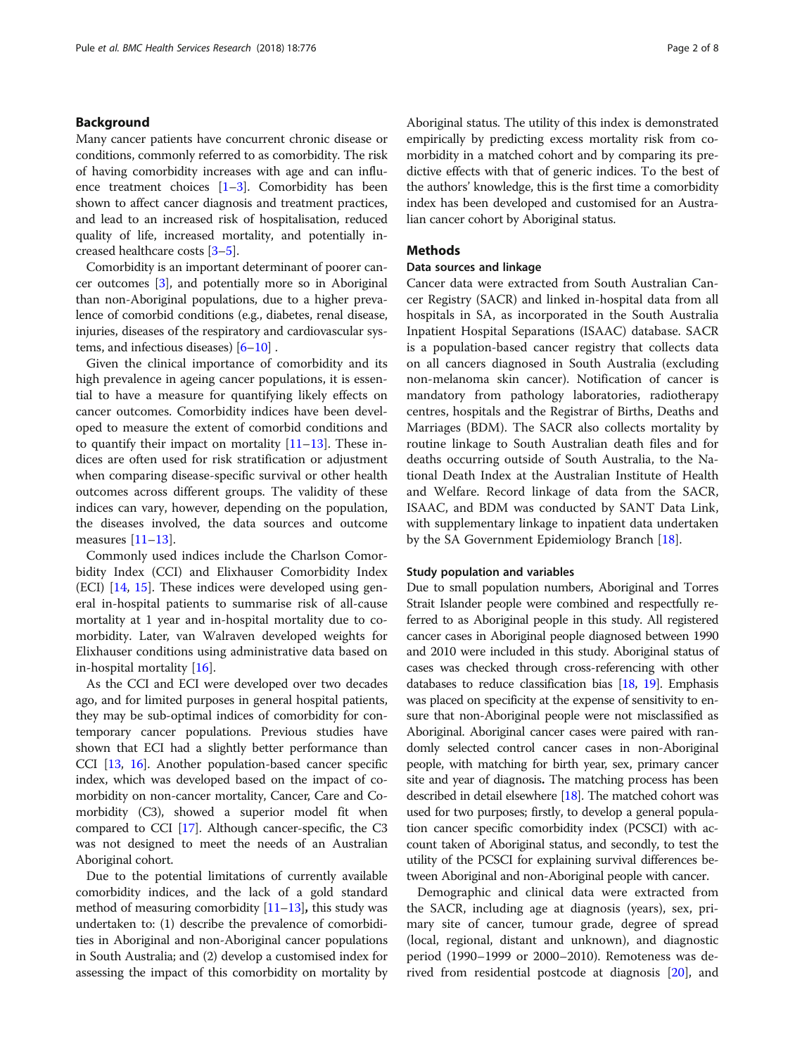## Background

Many cancer patients have concurrent chronic disease or conditions, commonly referred to as comorbidity. The risk of having comorbidity increases with age and can influence treatment choices [1–3]. Comorbidity has been shown to affect cancer diagnosis and treatment practices, and lead to an increased risk of hospitalisation, reduced quality of life, increased mortality, and potentially increased healthcare costs [3–5].

Comorbidity is an important determinant of poorer cancer outcomes [3], and potentially more so in Aboriginal than non-Aboriginal populations, due to a higher prevalence of comorbid conditions (e.g., diabetes, renal disease, injuries, diseases of the respiratory and cardiovascular systems, and infectious diseases) [6–10] .

Given the clinical importance of comorbidity and its high prevalence in ageing cancer populations, it is essential to have a measure for quantifying likely effects on cancer outcomes. Comorbidity indices have been developed to measure the extent of comorbid conditions and to quantify their impact on mortality [11–13]. These indices are often used for risk stratification or adjustment when comparing disease-specific survival or other health outcomes across different groups. The validity of these indices can vary, however, depending on the population, the diseases involved, the data sources and outcome measures [11–13].

Commonly used indices include the Charlson Comorbidity Index (CCI) and Elixhauser Comorbidity Index (ECI) [14, 15]. These indices were developed using general in-hospital patients to summarise risk of all-cause mortality at 1 year and in-hospital mortality due to comorbidity. Later, van Walraven developed weights for Elixhauser conditions using administrative data based on in-hospital mortality [16].

As the CCI and ECI were developed over two decades ago, and for limited purposes in general hospital patients, they may be sub-optimal indices of comorbidity for contemporary cancer populations. Previous studies have shown that ECI had a slightly better performance than CCI [13, 16]. Another population-based cancer specific index, which was developed based on the impact of comorbidity on non-cancer mortality, Cancer, Care and Comorbidity (C3), showed a superior model fit when compared to CCI [17]. Although cancer-specific, the C3 was not designed to meet the needs of an Australian Aboriginal cohort.

Due to the potential limitations of currently available comorbidity indices, and the lack of a gold standard method of measuring comorbidity [11–13]**,** this study was undertaken to: (1) describe the prevalence of comorbidities in Aboriginal and non-Aboriginal cancer populations in South Australia; and (2) develop a customised index for assessing the impact of this comorbidity on mortality by Aboriginal status. The utility of this index is demonstrated empirically by predicting excess mortality risk from comorbidity in a matched cohort and by comparing its predictive effects with that of generic indices. To the best of the authors' knowledge, this is the first time a comorbidity index has been developed and customised for an Australian cancer cohort by Aboriginal status.

## Methods

### Data sources and linkage

Cancer data were extracted from South Australian Cancer Registry (SACR) and linked in-hospital data from all hospitals in SA, as incorporated in the South Australia Inpatient Hospital Separations (ISAAC) database. SACR is a population-based cancer registry that collects data on all cancers diagnosed in South Australia (excluding non-melanoma skin cancer). Notification of cancer is mandatory from pathology laboratories, radiotherapy centres, hospitals and the Registrar of Births, Deaths and Marriages (BDM). The SACR also collects mortality by routine linkage to South Australian death files and for deaths occurring outside of South Australia, to the National Death Index at the Australian Institute of Health and Welfare. Record linkage of data from the SACR, ISAAC, and BDM was conducted by SANT Data Link, with supplementary linkage to inpatient data undertaken by the SA Government Epidemiology Branch [18].

### Study population and variables

Due to small population numbers, Aboriginal and Torres Strait Islander people were combined and respectfully referred to as Aboriginal people in this study. All registered cancer cases in Aboriginal people diagnosed between 1990 and 2010 were included in this study. Aboriginal status of cases was checked through cross-referencing with other databases to reduce classification bias [18, 19]. Emphasis was placed on specificity at the expense of sensitivity to ensure that non-Aboriginal people were not misclassified as Aboriginal. Aboriginal cancer cases were paired with randomly selected control cancer cases in non-Aboriginal people, with matching for birth year, sex, primary cancer site and year of diagnosis**.** The matching process has been described in detail elsewhere [18]. The matched cohort was used for two purposes; firstly, to develop a general population cancer specific comorbidity index (PCSCI) with account taken of Aboriginal status, and secondly, to test the utility of the PCSCI for explaining survival differences between Aboriginal and non-Aboriginal people with cancer.

Demographic and clinical data were extracted from the SACR, including age at diagnosis (years), sex, primary site of cancer, tumour grade, degree of spread (local, regional, distant and unknown), and diagnostic period (1990–1999 or 2000–2010). Remoteness was derived from residential postcode at diagnosis [20], and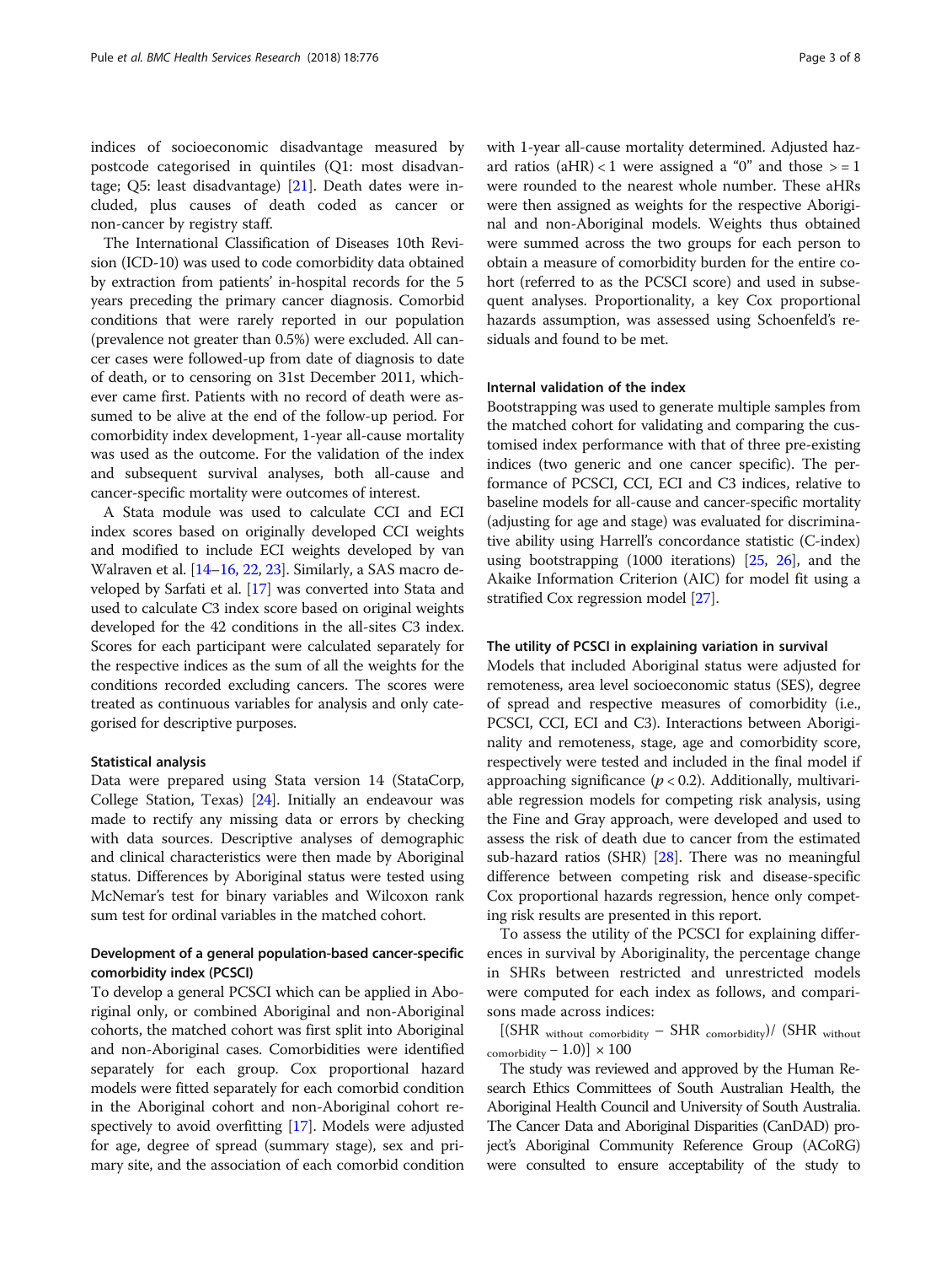indices of socioeconomic disadvantage measured by postcode categorised in quintiles (Q1: most disadvantage; Q5: least disadvantage) [21]. Death dates were included, plus causes of death coded as cancer or non-cancer by registry staff.

The International Classification of Diseases 10th Revision (ICD-10) was used to code comorbidity data obtained by extraction from patients' in-hospital records for the 5 years preceding the primary cancer diagnosis. Comorbid conditions that were rarely reported in our population (prevalence not greater than 0.5%) were excluded. All cancer cases were followed-up from date of diagnosis to date of death, or to censoring on 31st December 2011, whichever came first. Patients with no record of death were assumed to be alive at the end of the follow-up period. For comorbidity index development, 1-year all-cause mortality was used as the outcome. For the validation of the index and subsequent survival analyses, both all-cause and cancer-specific mortality were outcomes of interest.

A Stata module was used to calculate CCI and ECI index scores based on originally developed CCI weights and modified to include ECI weights developed by van Walraven et al. [14–16, 22, 23]. Similarly, a SAS macro developed by Sarfati et al. [17] was converted into Stata and used to calculate C3 index score based on original weights developed for the 42 conditions in the all-sites C3 index. Scores for each participant were calculated separately for the respective indices as the sum of all the weights for the conditions recorded excluding cancers. The scores were treated as continuous variables for analysis and only categorised for descriptive purposes.

### Statistical analysis

Data were prepared using Stata version 14 (StataCorp, College Station, Texas) [24]. Initially an endeavour was made to rectify any missing data or errors by checking with data sources. Descriptive analyses of demographic and clinical characteristics were then made by Aboriginal status. Differences by Aboriginal status were tested using McNemar's test for binary variables and Wilcoxon rank sum test for ordinal variables in the matched cohort.

## Development of a general population-based cancer-specific comorbidity index (PCSCI)

To develop a general PCSCI which can be applied in Aboriginal only, or combined Aboriginal and non-Aboriginal cohorts, the matched cohort was first split into Aboriginal and non-Aboriginal cases. Comorbidities were identified separately for each group. Cox proportional hazard models were fitted separately for each comorbid condition in the Aboriginal cohort and non-Aboriginal cohort respectively to avoid overfitting [17]. Models were adjusted for age, degree of spread (summary stage), sex and primary site, and the association of each comorbid condition with 1-year all-cause mortality determined. Adjusted hazard ratios (aHR) < 1 were assigned a "0" and those > = 1 were rounded to the nearest whole number. These aHRs were then assigned as weights for the respective Aboriginal and non-Aboriginal models. Weights thus obtained were summed across the two groups for each person to obtain a measure of comorbidity burden for the entire cohort (referred to as the PCSCI score) and used in subsequent analyses. Proportionality, a key Cox proportional hazards assumption, was assessed using Schoenfeld's residuals and found to be met.

### Internal validation of the index

Bootstrapping was used to generate multiple samples from the matched cohort for validating and comparing the customised index performance with that of three pre-existing indices (two generic and one cancer specific). The performance of PCSCI, CCI, ECI and C3 indices, relative to baseline models for all-cause and cancer-specific mortality (adjusting for age and stage) was evaluated for discriminative ability using Harrell's concordance statistic (C-index) using bootstrapping (1000 iterations) [25, 26], and the Akaike Information Criterion (AIC) for model fit using a stratified Cox regression model [27].

### The utility of PCSCI in explaining variation in survival

Models that included Aboriginal status were adjusted for remoteness, area level socioeconomic status (SES), degree of spread and respective measures of comorbidity (i.e., PCSCI, CCI, ECI and C3). Interactions between Aboriginality and remoteness, stage, age and comorbidity score, respectively were tested and included in the final model if approaching significance ($p < 0.2$). Additionally, multivariable regression models for competing risk analysis, using the Fine and Gray approach, were developed and used to assess the risk of death due to cancer from the estimated sub-hazard ratios (SHR) [28]. There was no meaningful difference between competing risk and disease-specific Cox proportional hazards regression, hence only competing risk results are presented in this report.

To assess the utility of the PCSCI for explaining differences in survival by Aboriginality, the percentage change in SHRs between restricted and unrestricted models were computed for each index as follows, and comparisons made across indices:

$$[(\text{SHR}_{\text{without comorbidity}} - \text{SHR}_{\text{comorbidity}})/\ (\text{SHR}_{\text{without comorbidity}} - 1.0)] \times 100$$

The study was reviewed and approved by the Human Research Ethics Committees of South Australian Health, the Aboriginal Health Council and University of South Australia. The Cancer Data and Aboriginal Disparities (CanDAD) project's Aboriginal Community Reference Group (ACoRG) were consulted to ensure acceptability of the study to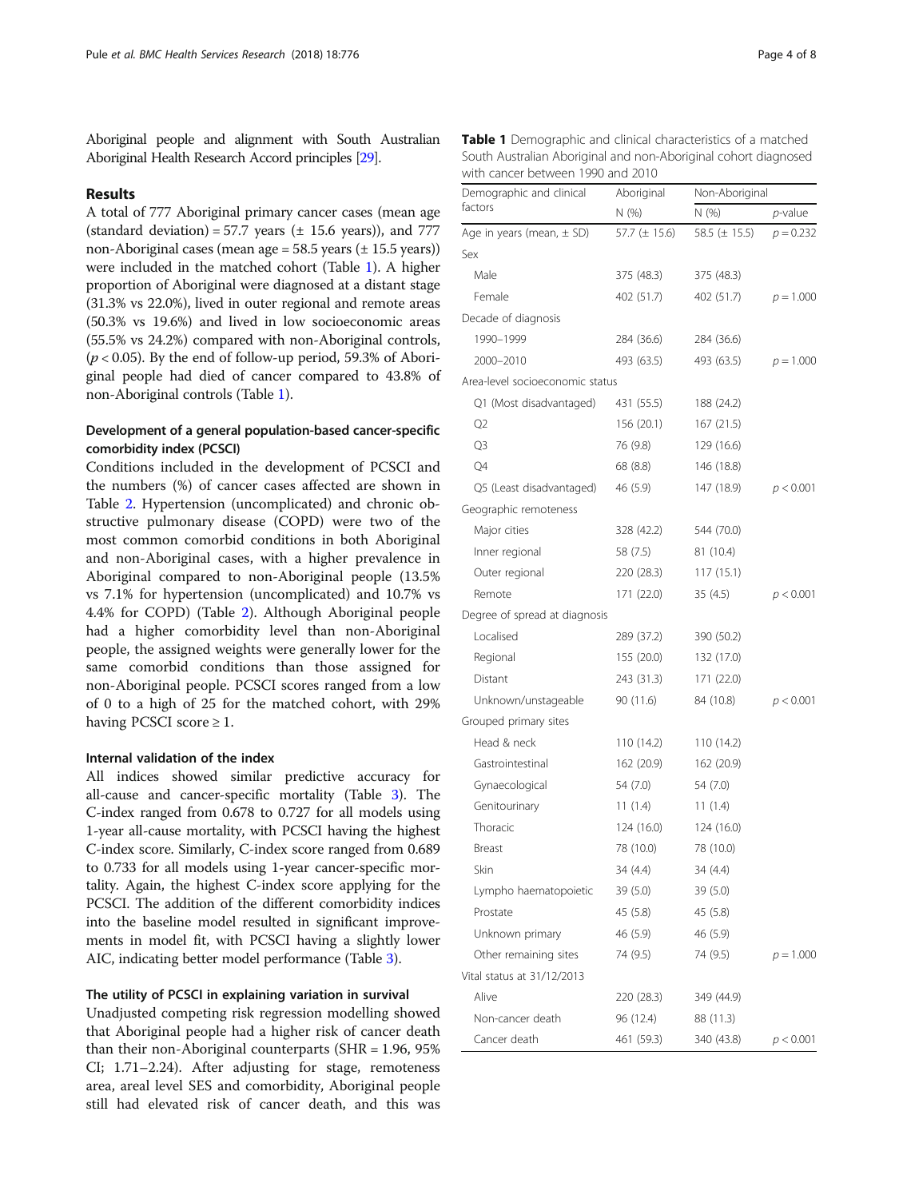Aboriginal people and alignment with South Australian Aboriginal Health Research Accord principles [29].

## Results

A total of 777 Aboriginal primary cancer cases (mean age (standard deviation) = 57.7 years (± 15.6 years)), and 777 non-Aboriginal cases (mean age = 58.5 years (± 15.5 years)) were included in the matched cohort (Table 1). A higher proportion of Aboriginal were diagnosed at a distant stage (31.3% vs 22.0%), lived in outer regional and remote areas (50.3% vs 19.6%) and lived in low socioeconomic areas (55.5% vs 24.2%) compared with non-Aboriginal controls, ($p < 0.05$). By the end of follow-up period, 59.3% of Aboriginal people had died of cancer compared to 43.8% of non-Aboriginal controls (Table 1).

### Development of a general population-based cancer-specific comorbidity index (PCSCI)

Conditions included in the development of PCSCI and the numbers (%) of cancer cases affected are shown in Table 2. Hypertension (uncomplicated) and chronic obstructive pulmonary disease (COPD) were two of the most common comorbid conditions in both Aboriginal and non-Aboriginal cases, with a higher prevalence in Aboriginal compared to non-Aboriginal people (13.5% vs 7.1% for hypertension (uncomplicated) and 10.7% vs 4.4% for COPD) (Table 2). Although Aboriginal people had a higher comorbidity level than non-Aboriginal people, the assigned weights were generally lower for the same comorbid conditions than those assigned for non-Aboriginal people. PCSCI scores ranged from a low of 0 to a high of 25 for the matched cohort, with 29% having PCSCI score ≥ 1.

### Internal validation of the index

All indices showed similar predictive accuracy for all-cause and cancer-specific mortality (Table 3). The C-index ranged from 0.678 to 0.727 for all models using 1-year all-cause mortality, with PCSCI having the highest C-index score. Similarly, C-index score ranged from 0.689 to 0.733 for all models using 1-year cancer-specific mortality. Again, the highest C-index score applying for the PCSCI. The addition of the different comorbidity indices into the baseline model resulted in significant improvements in model fit, with PCSCI having a slightly lower AIC, indicating better model performance (Table 3).

### The utility of PCSCI in explaining variation in survival

Unadjusted competing risk regression modelling showed that Aboriginal people had a higher risk of cancer death than their non-Aboriginal counterparts (SHR = 1.96, 95% CI; 1.71–2.24). After adjusting for stage, remoteness area, areal level SES and comorbidity, Aboriginal people still had elevated risk of cancer death, and this was

**Table 1** Demographic and clinical characteristics of a matched South Australian Aboriginal and non-Aboriginal cohort diagnosed with cancer between 1990 and 2010

| Demographic and clinical factors | Aboriginal | Non-Aboriginal | |
|---|---|---|---|
| | N (%) | N (%) | *p*-value |
| Age in years (mean, ± SD) | 57.7 (± 15.6) | 58.5 (± 15.5) | $p = 0.232$ |
| Sex | | | |
| Male | 375 (48.3) | 375 (48.3) | |
| Female | 402 (51.7) | 402 (51.7) | $p = 1.000$ |
| Decade of diagnosis | | | |
| 1990–1999 | 284 (36.6) | 284 (36.6) | |
| 2000–2010 | 493 (63.5) | 493 (63.5) | $p = 1.000$ |
| Area-level socioeconomic status | | | |
| Q1 (Most disadvantaged) | 431 (55.5) | 188 (24.2) | |
| Q2 | 156 (20.1) | 167 (21.5) | |
| Q3 | 76 (9.8) | 129 (16.6) | |
| Q4 | 68 (8.8) | 146 (18.8) | |
| Q5 (Least disadvantaged) | 46 (5.9) | 147 (18.9) | $p < 0.001$ |
| Geographic remoteness | | | |
| Major cities | 328 (42.2) | 544 (70.0) | |
| Inner regional | 58 (7.5) | 81 (10.4) | |
| Outer regional | 220 (28.3) | 117 (15.1) | |
| Remote | 171 (22.0) | 35 (4.5) | $p < 0.001$ |
| Degree of spread at diagnosis | | | |
| Localised | 289 (37.2) | 390 (50.2) | |
| Regional | 155 (20.0) | 132 (17.0) | |
| Distant | 243 (31.3) | 171 (22.0) | |
| Unknown/unstageable | 90 (11.6) | 84 (10.8) | $p < 0.001$ |
| Grouped primary sites | | | |
| Head & neck | 110 (14.2) | 110 (14.2) | |
| Gastrointestinal | 162 (20.9) | 162 (20.9) | |
| Gynaecological | 54 (7.0) | 54 (7.0) | |
| Genitourinary | 11 (1.4) | 11 (1.4) | |
| Thoracic | 124 (16.0) | 124 (16.0) | |
| Breast | 78 (10.0) | 78 (10.0) | |
| Skin | 34 (4.4) | 34 (4.4) | |
| Lympho haematopoietic | 39 (5.0) | 39 (5.0) | |
| Prostate | 45 (5.8) | 45 (5.8) | |
| Unknown primary | 46 (5.9) | 46 (5.9) | |
| Other remaining sites | 74 (9.5) | 74 (9.5) | $p = 1.000$ |
| Vital status at 31/12/2013 | | | |
| Alive | 220 (28.3) | 349 (44.9) | |
| Non-cancer death | 96 (12.4) | 88 (11.3) | |
| Cancer death | 461 (59.3) | 340 (43.8) | $p < 0.001$ |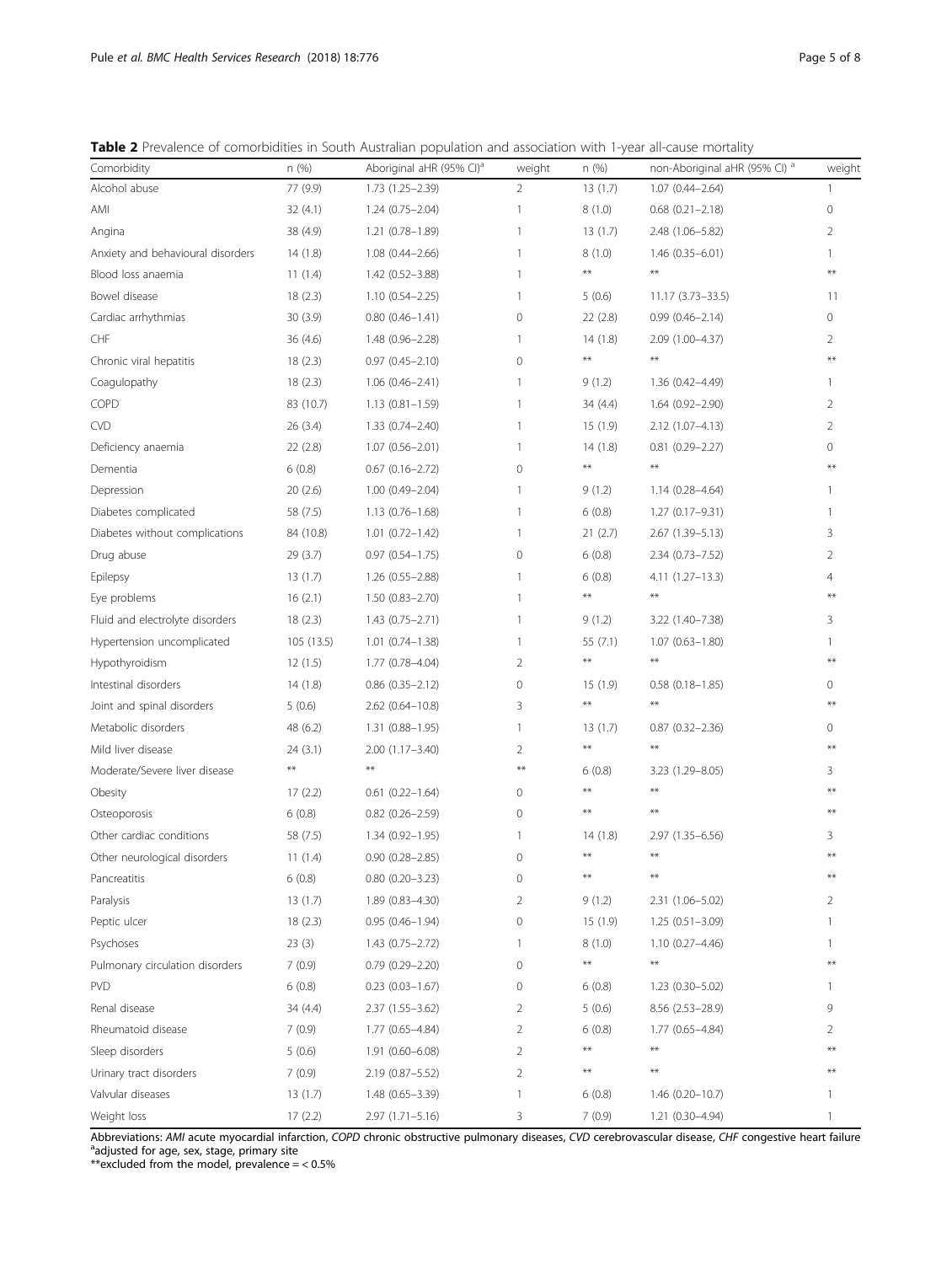**Table 2** Prevalence of comorbidities in South Australian population and association with 1-year all-cause mortality

| Comorbidity | n (%) | Aboriginal aHR (95% CI)[a] | weight | n (%) | non-Aboriginal aHR (95% CI) [a] | weight |
|---|---|---|---|---|---|---|
| Alcohol abuse | 77 (9.9) | 1.73 (1.25–2.39) | 2 | 13 (1.7) | 1.07 (0.44–2.64) | 1 |
| AMI | 32 (4.1) | 1.24 (0.75–2.04) | 1 | 8 (1.0) | 0.68 (0.21–2.18) | 0 |
| Angina | 38 (4.9) | 1.21 (0.78–1.89) | 1 | 13 (1.7) | 2.48 (1.06–5.82) | 2 |
| Anxiety and behavioural disorders | 14 (1.8) | 1.08 (0.44–2.66) | 1 | 8 (1.0) | 1.46 (0.35–6.01) | 1 |
| Blood loss anaemia | 11 (1.4) | 1.42 (0.52–3.88) | 1 | ** | ** | ** |
| Bowel disease | 18 (2.3) | 1.10 (0.54–2.25) | 1 | 5 (0.6) | 11.17 (3.73–33.5) | 11 |
| Cardiac arrhythmias | 30 (3.9) | 0.80 (0.46–1.41) | 0 | 22 (2.8) | 0.99 (0.46–2.14) | 0 |
| CHF | 36 (4.6) | 1.48 (0.96–2.28) | 1 | 14 (1.8) | 2.09 (1.00–4.37) | 2 |
| Chronic viral hepatitis | 18 (2.3) | 0.97 (0.45–2.10) | 0 | ** | ** | ** |
| Coagulopathy | 18 (2.3) | 1.06 (0.46–2.41) | 1 | 9 (1.2) | 1.36 (0.42–4.49) | 1 |
| COPD | 83 (10.7) | 1.13 (0.81–1.59) | 1 | 34 (4.4) | 1.64 (0.92–2.90) | 2 |
| CVD | 26 (3.4) | 1.33 (0.74–2.40) | 1 | 15 (1.9) | 2.12 (1.07–4.13) | 2 |
| Deficiency anaemia | 22 (2.8) | 1.07 (0.56–2.01) | 1 | 14 (1.8) | 0.81 (0.29–2.27) | 0 |
| Dementia | 6 (0.8) | 0.67 (0.16–2.72) | 0 | ** | ** | ** |
| Depression | 20 (2.6) | 1.00 (0.49–2.04) | 1 | 9 (1.2) | 1.14 (0.28–4.64) | 1 |
| Diabetes complicated | 58 (7.5) | 1.13 (0.76–1.68) | 1 | 6 (0.8) | 1.27 (0.17–9.31) | 1 |
| Diabetes without complications | 84 (10.8) | 1.01 (0.72–1.42) | 1 | 21 (2.7) | 2.67 (1.39–5.13) | 3 |
| Drug abuse | 29 (3.7) | 0.97 (0.54–1.75) | 0 | 6 (0.8) | 2.34 (0.73–7.52) | 2 |
| Epilepsy | 13 (1.7) | 1.26 (0.55–2.88) | 1 | 6 (0.8) | 4.11 (1.27–13.3) | 4 |
| Eye problems | 16 (2.1) | 1.50 (0.83–2.70) | 1 | ** | ** | ** |
| Fluid and electrolyte disorders | 18 (2.3) | 1.43 (0.75–2.71) | 1 | 9 (1.2) | 3.22 (1.40–7.38) | 3 |
| Hypertension uncomplicated | 105 (13.5) | 1.01 (0.74–1.38) | 1 | 55 (7.1) | 1.07 (0.63–1.80) | 1 |
| Hypothyroidism | 12 (1.5) | 1.77 (0.78–4.04) | 2 | ** | ** | ** |
| Intestinal disorders | 14 (1.8) | 0.86 (0.35–2.12) | 0 | 15 (1.9) | 0.58 (0.18–1.85) | 0 |
| Joint and spinal disorders | 5 (0.6) | 2.62 (0.64–10.8) | 3 | ** | ** | ** |
| Metabolic disorders | 48 (6.2) | 1.31 (0.88–1.95) | 1 | 13 (1.7) | 0.87 (0.32–2.36) | 0 |
| Mild liver disease | 24 (3.1) | 2.00 (1.17–3.40) | 2 | ** | ** | ** |
| Moderate/Severe liver disease | ** | ** | ** | 6 (0.8) | 3.23 (1.29–8.05) | 3 |
| Obesity | 17 (2.2) | 0.61 (0.22–1.64) | 0 | ** | ** | ** |
| Osteoporosis | 6 (0.8) | 0.82 (0.26–2.59) | 0 | ** | ** | ** |
| Other cardiac conditions | 58 (7.5) | 1.34 (0.92–1.95) | 1 | 14 (1.8) | 2.97 (1.35–6.56) | 3 |
| Other neurological disorders | 11 (1.4) | 0.90 (0.28–2.85) | 0 | ** | ** | ** |
| Pancreatitis | 6 (0.8) | 0.80 (0.20–3.23) | 0 | ** | ** | ** |
| Paralysis | 13 (1.7) | 1.89 (0.83–4.30) | 2 | 9 (1.2) | 2.31 (1.06–5.02) | 2 |
| Peptic ulcer | 18 (2.3) | 0.95 (0.46–1.94) | 0 | 15 (1.9) | 1.25 (0.51–3.09) | 1 |
| Psychoses | 23 (3) | 1.43 (0.75–2.72) | 1 | 8 (1.0) | 1.10 (0.27–4.46) | 1 |
| Pulmonary circulation disorders | 7 (0.9) | 0.79 (0.29–2.20) | 0 | ** | ** | ** |
| PVD | 6 (0.8) | 0.23 (0.03–1.67) | 0 | 6 (0.8) | 1.23 (0.30–5.02) | 1 |
| Renal disease | 34 (4.4) | 2.37 (1.55–3.62) | 2 | 5 (0.6) | 8.56 (2.53–28.9) | 9 |
| Rheumatoid disease | 7 (0.9) | 1.77 (0.65–4.84) | 2 | 6 (0.8) | 1.77 (0.65–4.84) | 2 |
| Sleep disorders | 5 (0.6) | 1.91 (0.60–6.08) | 2 | ** | ** | ** |
| Urinary tract disorders | 7 (0.9) | 2.19 (0.87–5.52) | 2 | ** | ** | ** |
| Valvular diseases | 13 (1.7) | 1.48 (0.65–3.39) | 1 | 6 (0.8) | 1.46 (0.20–10.7) | 1 |
| Weight loss | 17 (2.2) | 2.97 (1.71–5.16) | 3 | 7 (0.9) | 1.21 (0.30–4.94) | 1 |

Abbreviations: *AMI* acute myocardial infarction, *COPD* chronic obstructive pulmonary diseases, *CVD* cerebrovascular disease, *CHF* congestive heart failure
[a]adjusted for age, sex, stage, primary site
**excluded from the model, prevalence = < 0.5%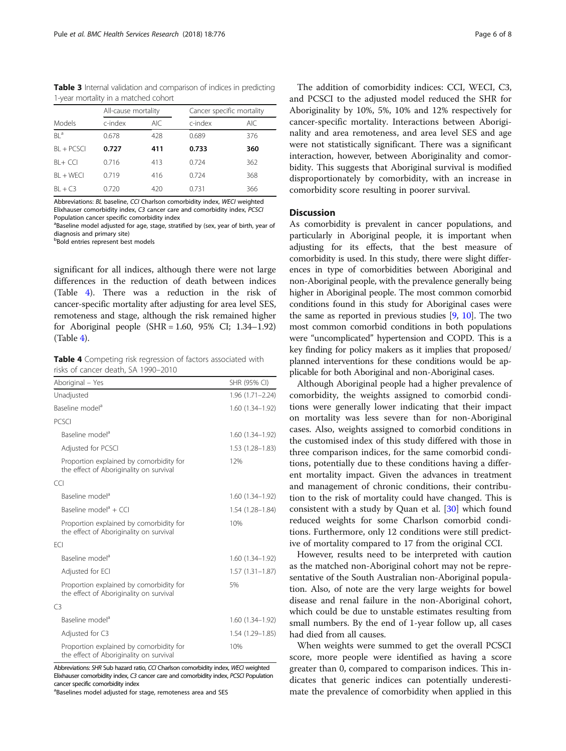**Table 3** Internal validation and comparison of indices in predicting 1-year mortality in a matched cohort

| Models | All-cause mortality | | Cancer specific mortality | |
|---|---|---|---|---|
| | c-index | AIC | c-index | AIC |
| BL[a] | 0.678 | 428 | 0.689 | 376 |
| BL + PCSCI | **0.727** | **411** | **0.733** | **360** |
| BL+ CCI | 0.716 | 413 | 0.724 | 362 |
| BL + WECI | 0.719 | 416 | 0.724 | 368 |
| BL + C3 | 0.720 | 420 | 0.731 | 366 |

Abbreviations: *BL* baseline, *CCI* Charlson comorbidity index, *WECI* weighted Elixhauser comorbidity index, *C3* cancer care and comorbidity index, *PCSCI* Population cancer specific comorbidity index

[a]Baseline model adjusted for age, stage, stratified by (sex, year of birth, year of diagnosis and primary site)

[b]Bold entries represent best models

significant for all indices, although there were not large differences in the reduction of death between indices (Table 4). There was a reduction in the risk of cancer-specific mortality after adjusting for area level SES, remoteness and stage, although the risk remained higher for Aboriginal people (SHR = 1.60, 95% CI; 1.34–1.92) (Table 4).

**Table 4** Competing risk regression of factors associated with risks of cancer death, SA 1990–2010

| Aboriginal – Yes | SHR (95% CI) |
|---|---|
| Unadjusted | 1.96 (1.71–2.24) |
| Baseline model[a] | 1.60 (1.34–1.92) |
| PCSCI | |
| Baseline model[a] | 1.60 (1.34–1.92) |
| Adjusted for PCSCI | 1.53 (1.28–1.83) |
| Proportion explained by comorbidity for the effect of Aboriginality on survival | 12% |
| CCI | |
| Baseline model[a] | 1.60 (1.34–1.92) |
| Baseline model[a] + CCI | 1.54 (1.28–1.84) |
| Proportion explained by comorbidity for the effect of Aboriginality on survival | 10% |
| ECI | |
| Baseline model[a] | 1.60 (1.34–1.92) |
| Adjusted for ECI | 1.57 (1.31–1.87) |
| Proportion explained by comorbidity for the effect of Aboriginality on survival | 5% |
| C3 | |
| Baseline model[a] | 1.60 (1.34–1.92) |
| Adjusted for C3 | 1.54 (1.29–1.85) |
| Proportion explained by comorbidity for the effect of Aboriginality on survival | 10% |

Abbreviations: *SHR* Sub hazard ratio, *CCI* Charlson comorbidity index, *WECI* weighted Elixhauser comorbidity index, *C3* cancer care and comorbidity index, *PCSCI* Population cancer specific comorbidity index

[a]Baselines model adjusted for stage, remoteness area and SES

The addition of comorbidity indices: CCI, WECI, C3, and PCSCI to the adjusted model reduced the SHR for Aboriginality by 10%, 5%, 10% and 12% respectively for cancer-specific mortality. Interactions between Aboriginality and area remoteness, and area level SES and age were not statistically significant. There was a significant interaction, however, between Aboriginality and comorbidity. This suggests that Aboriginal survival is modified disproportionately by comorbidity, with an increase in comorbidity score resulting in poorer survival.

## Discussion

As comorbidity is prevalent in cancer populations, and particularly in Aboriginal people, it is important when adjusting for its effects, that the best measure of comorbidity is used. In this study, there were slight differences in type of comorbidities between Aboriginal and non-Aboriginal people, with the prevalence generally being higher in Aboriginal people. The most common comorbid conditions found in this study for Aboriginal cases were the same as reported in previous studies [9, 10]. The two most common comorbid conditions in both populations were "uncomplicated" hypertension and COPD. This is a key finding for policy makers as it implies that proposed/planned interventions for these conditions would be applicable for both Aboriginal and non-Aboriginal cases.

Although Aboriginal people had a higher prevalence of comorbidity, the weights assigned to comorbid conditions were generally lower indicating that their impact on mortality was less severe than for non-Aboriginal cases. Also, weights assigned to comorbid conditions in the customised index of this study differed with those in three comparison indices, for the same comorbid conditions, potentially due to these conditions having a different mortality impact. Given the advances in treatment and management of chronic conditions, their contribution to the risk of mortality could have changed. This is consistent with a study by Quan et al. [30] which found reduced weights for some Charlson comorbid conditions. Furthermore, only 12 conditions were still predictive of mortality compared to 17 from the original CCI.

However, results need to be interpreted with caution as the matched non-Aboriginal cohort may not be representative of the South Australian non-Aboriginal population. Also, of note are the very large weights for bowel disease and renal failure in the non-Aboriginal cohort, which could be due to unstable estimates resulting from small numbers. By the end of 1-year follow up, all cases had died from all causes.

When weights were summed to get the overall PCSCI score, more people were identified as having a score greater than 0, compared to comparison indices. This indicates that generic indices can potentially underestimate the prevalence of comorbidity when applied in this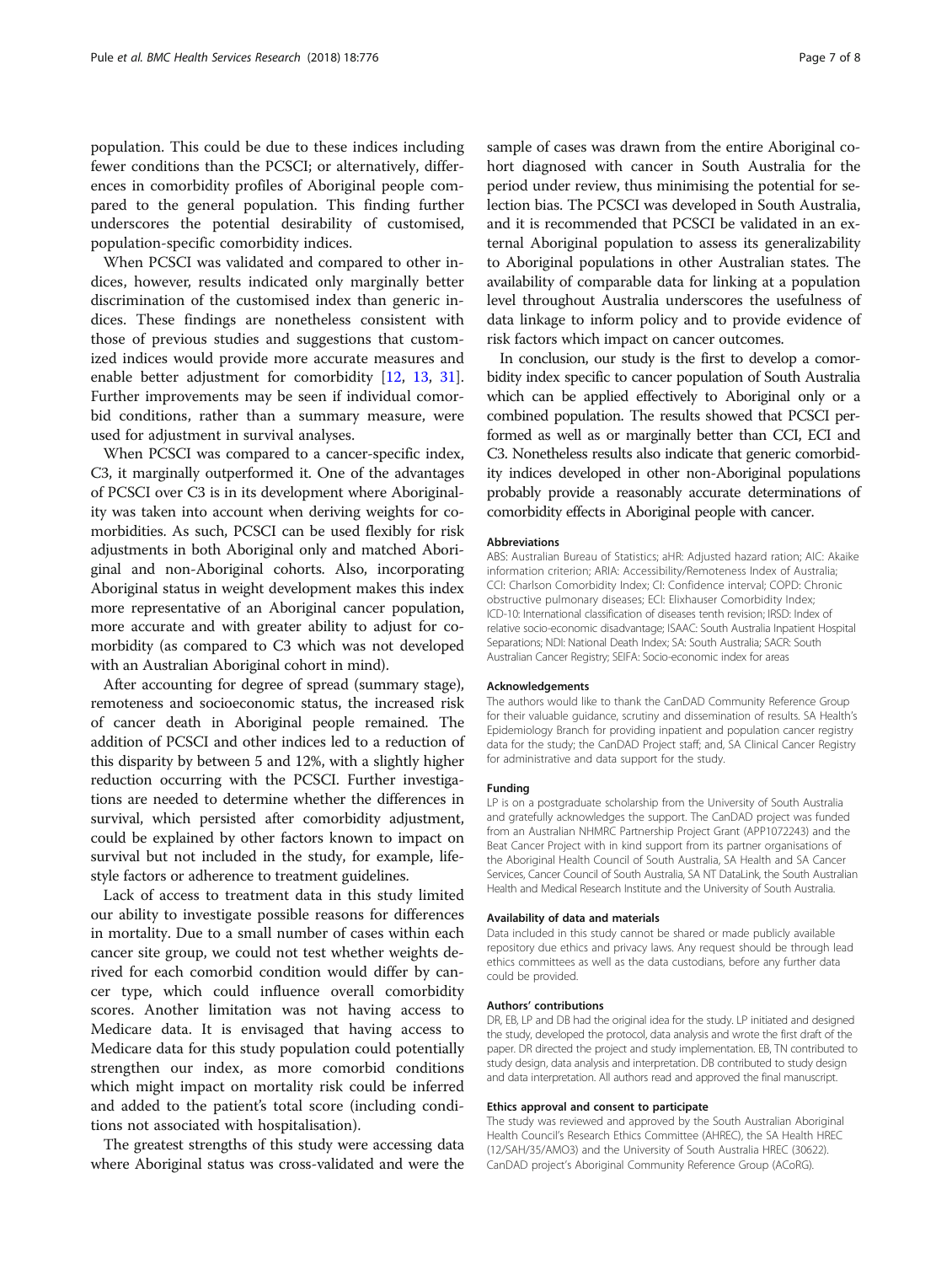population. This could be due to these indices including fewer conditions than the PCSCI; or alternatively, differences in comorbidity profiles of Aboriginal people compared to the general population. This finding further underscores the potential desirability of customised, population-specific comorbidity indices.

When PCSCI was validated and compared to other indices, however, results indicated only marginally better discrimination of the customised index than generic indices. These findings are nonetheless consistent with those of previous studies and suggestions that customized indices would provide more accurate measures and enable better adjustment for comorbidity [12, 13, 31]. Further improvements may be seen if individual comorbid conditions, rather than a summary measure, were used for adjustment in survival analyses.

When PCSCI was compared to a cancer-specific index, C3, it marginally outperformed it. One of the advantages of PCSCI over C3 is in its development where Aboriginality was taken into account when deriving weights for comorbidities. As such, PCSCI can be used flexibly for risk adjustments in both Aboriginal only and matched Aboriginal and non-Aboriginal cohorts. Also, incorporating Aboriginal status in weight development makes this index more representative of an Aboriginal cancer population, more accurate and with greater ability to adjust for comorbidity (as compared to C3 which was not developed with an Australian Aboriginal cohort in mind).

After accounting for degree of spread (summary stage), remoteness and socioeconomic status, the increased risk of cancer death in Aboriginal people remained. The addition of PCSCI and other indices led to a reduction of this disparity by between 5 and 12%, with a slightly higher reduction occurring with the PCSCI. Further investigations are needed to determine whether the differences in survival, which persisted after comorbidity adjustment, could be explained by other factors known to impact on survival but not included in the study, for example, lifestyle factors or adherence to treatment guidelines.

Lack of access to treatment data in this study limited our ability to investigate possible reasons for differences in mortality. Due to a small number of cases within each cancer site group, we could not test whether weights derived for each comorbid condition would differ by cancer type, which could influence overall comorbidity scores. Another limitation was not having access to Medicare data. It is envisaged that having access to Medicare data for this study population could potentially strengthen our index, as more comorbid conditions which might impact on mortality risk could be inferred and added to the patient's total score (including conditions not associated with hospitalisation).

The greatest strengths of this study were accessing data where Aboriginal status was cross-validated and were the sample of cases was drawn from the entire Aboriginal cohort diagnosed with cancer in South Australia for the period under review, thus minimising the potential for selection bias. The PCSCI was developed in South Australia, and it is recommended that PCSCI be validated in an external Aboriginal population to assess its generalizability to Aboriginal populations in other Australian states. The availability of comparable data for linking at a population level throughout Australia underscores the usefulness of data linkage to inform policy and to provide evidence of risk factors which impact on cancer outcomes.

In conclusion, our study is the first to develop a comorbidity index specific to cancer population of South Australia which can be applied effectively to Aboriginal only or a combined population. The results showed that PCSCI performed as well as or marginally better than CCI, ECI and C3. Nonetheless results also indicate that generic comorbidity indices developed in other non-Aboriginal populations probably provide a reasonably accurate determinations of comorbidity effects in Aboriginal people with cancer.

#### Abbreviations

ABS: Australian Bureau of Statistics; aHR: Adjusted hazard ration; AIC: Akaike information criterion; ARIA: Accessibility/Remoteness Index of Australia; CCI: Charlson Comorbidity Index; CI: Confidence interval; COPD: Chronic obstructive pulmonary diseases; ECI: Elixhauser Comorbidity Index; ICD-10: International classification of diseases tenth revision; IRSD: Index of relative socio-economic disadvantage; ISAAC: South Australia Inpatient Hospital Separations; NDI: National Death Index; SA: South Australia; SACR: South Australian Cancer Registry; SEIFA: Socio-economic index for areas

#### Acknowledgements

The authors would like to thank the CanDAD Community Reference Group for their valuable guidance, scrutiny and dissemination of results. SA Health's Epidemiology Branch for providing inpatient and population cancer registry data for the study; the CanDAD Project staff; and, SA Clinical Cancer Registry for administrative and data support for the study.

#### Funding

LP is on a postgraduate scholarship from the University of South Australia and gratefully acknowledges the support. The CanDAD project was funded from an Australian NHMRC Partnership Project Grant (APP1072243) and the Beat Cancer Project with in kind support from its partner organisations of the Aboriginal Health Council of South Australia, SA Health and SA Cancer Services, Cancer Council of South Australia, SA NT DataLink, the South Australian Health and Medical Research Institute and the University of South Australia.

#### Availability of data and materials

Data included in this study cannot be shared or made publicly available repository due ethics and privacy laws. Any request should be through lead ethics committees as well as the data custodians, before any further data could be provided.

#### Authors' contributions

DR, EB, LP and DB had the original idea for the study. LP initiated and designed the study, developed the protocol, data analysis and wrote the first draft of the paper. DR directed the project and study implementation. EB, TN contributed to study design, data analysis and interpretation. DB contributed to study design and data interpretation. All authors read and approved the final manuscript.

#### Ethics approval and consent to participate

The study was reviewed and approved by the South Australian Aboriginal Health Council's Research Ethics Committee (AHREC), the SA Health HREC (12/SAH/35/AMO3) and the University of South Australia HREC (30622). CanDAD project's Aboriginal Community Reference Group (ACoRG).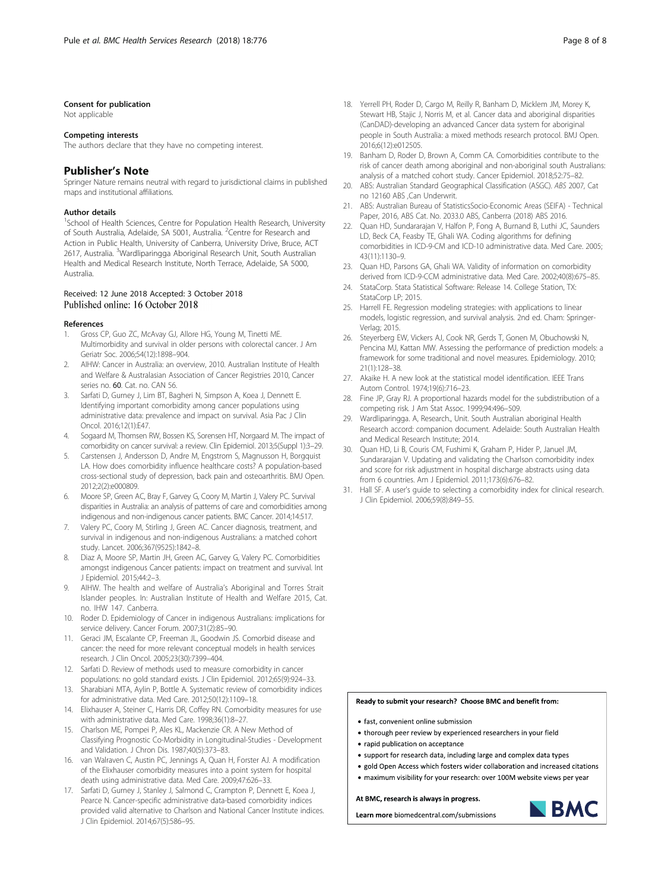### Consent for publication

Not applicable

### Competing interests

The authors declare that they have no competing interest.

## Publisher's Note

Springer Nature remains neutral with regard to jurisdictional claims in published maps and institutional affiliations.

### Author details

[1]School of Health Sciences, Centre for Population Health Research, University of South Australia, Adelaide, SA 5001, Australia. [2]Centre for Research and Action in Public Health, University of Canberra, University Drive, Bruce, ACT 2617, Australia. [3]Wardliparingga Aboriginal Research Unit, South Australian Health and Medical Research Institute, North Terrace, Adelaide, SA 5000, Australia.

Received: 12 June 2018 Accepted: 3 October 2018
Published online: 16 October 2018

### References

1. Gross CP, Guo ZC, McAvay GJ, Allore HG, Young M, Tinetti ME. Multimorbidity and survival in older persons with colorectal cancer. J Am Geriatr Soc. 2006;54(12):1898–904.
2. AIHW: Cancer in Australia: an overview, 2010. Australian Institute of Health and Welfare & Australasian Association of Cancer Registries 2010, Cancer series no. **60**. Cat. no. CAN 56.
3. Sarfati D, Gurney J, Lim BT, Bagheri N, Simpson A, Koea J, Dennett E. Identifying important comorbidity among cancer populations using administrative data: prevalence and impact on survival. Asia Pac J Clin Oncol. 2016;12(1):E47.
4. Sogaard M, Thomsen RW, Bossen KS, Sorensen HT, Norgaard M. The impact of comorbidity on cancer survival: a review. Clin Epidemiol. 2013;5(Suppl 1):3–29.
5. Carstensen J, Andersson D, Andre M, Engstrom S, Magnusson H, Borgquist LA. How does comorbidity influence healthcare costs? A population-based cross-sectional study of depression, back pain and osteoarthritis. BMJ Open. 2012;2(2):e000809.
6. Moore SP, Green AC, Bray F, Garvey G, Coory M, Martin J, Valery PC. Survival disparities in Australia: an analysis of patterns of care and comorbidities among indigenous and non-indigenous cancer patients. BMC Cancer. 2014;14:517.
7. Valery PC, Coory M, Stirling J, Green AC. Cancer diagnosis, treatment, and survival in indigenous and non-indigenous Australians: a matched cohort study. Lancet. 2006;367(9525):1842–8.
8. Diaz A, Moore SP, Martin JH, Green AC, Garvey G, Valery PC. Comorbidities amongst indigenous Cancer patients: impact on treatment and survival. Int J Epidemiol. 2015;44:2–3.
9. AIHW. The health and welfare of Australia's Aboriginal and Torres Strait Islander peoples. In: Australian Institute of Health and Welfare 2015, Cat. no. IHW 147. Canberra.
10. Roder D. Epidemiology of Cancer in indigenous Australians: implications for service delivery. Cancer Forum. 2007;31(2):85–90.
11. Geraci JM, Escalante CP, Freeman JL, Goodwin JS. Comorbid disease and cancer: the need for more relevant conceptual models in health services research. J Clin Oncol. 2005;23(30):7399–404.
12. Sarfati D. Review of methods used to measure comorbidity in cancer populations: no gold standard exists. J Clin Epidemiol. 2012;65(9):924–33.
13. Sharabiani MTA, Aylin P, Bottle A. Systematic review of comorbidity indices for administrative data. Med Care. 2012;50(12):1109–18.
14. Elixhauser A, Steiner C, Harris DR, Coffey RN. Comorbidity measures for use with administrative data. Med Care. 1998;36(1):8–27.
15. Charlson ME, Pompei P, Ales KL, Mackenzie CR. A New Method of Classifying Prognostic Co-Morbidity in Longitudinal-Studies - Development and Validation. J Chron Dis. 1987;40(5):373–83.
16. van Walraven C, Austin PC, Jennings A, Quan H, Forster AJ. A modification of the Elixhauser comorbidity measures into a point system for hospital death using administrative data. Med Care. 2009;47:626–33.
17. Sarfati D, Gurney J, Stanley J, Salmond C, Crampton P, Dennett E, Koea J, Pearce N. Cancer-specific administrative data-based comorbidity indices provided valid alternative to Charlson and National Cancer Institute indices. J Clin Epidemiol. 2014;67(5):586–95.
18. Yerrell PH, Roder D, Cargo M, Reilly R, Banham D, Micklem JM, Morey K, Stewart HB, Stajic J, Norris M, et al. Cancer data and aboriginal disparities (CanDAD)-developing an advanced Cancer data system for aboriginal people in South Australia: a mixed methods research protocol. BMJ Open. 2016;6(12):e012505.
19. Banham D, Roder D, Brown A, Comm CA. Comorbidities contribute to the risk of cancer death among aboriginal and non-aboriginal south Australians: analysis of a matched cohort study. Cancer Epidemiol. 2018;52:75–82.
20. ABS: Australian Standard Geographical Classification (ASGC). *ABS* 2007, Cat no 12160 ABS ,Can Underwrit.
21. ABS: Australian Bureau of StatisticsSocio-Economic Areas (SEIFA) - Technical Paper, 2016, ABS Cat. No. 2033.0 ABS, Canberra (2018) ABS 2016.
22. Quan HD, Sundararajan V, Halfon P, Fong A, Burnand B, Luthi JC, Saunders LD, Beck CA, Feasby TE, Ghali WA. Coding algorithms for defining comorbidities in ICD-9-CM and ICD-10 administrative data. Med Care. 2005; 43(11):1130–9.
23. Quan HD, Parsons GA, Ghali WA. Validity of information on comorbidity derived from ICD-9-CCM administrative data. Med Care. 2002;40(8):675–85.
24. StataCorp. Stata Statistical Software: Release 14. College Station, TX: StataCorp LP; 2015.
25. Harrell FE. Regression modeling strategies: with applications to linear models, logistic regression, and survival analysis. 2nd ed. Cham: Springer-Verlag; 2015.
26. Steyerberg EW, Vickers AJ, Cook NR, Gerds T, Gonen M, Obuchowski N, Pencina MJ, Kattan MW. Assessing the performance of prediction models: a framework for some traditional and novel measures. Epidemiology. 2010; 21(1):128–38.
27. Akaike H. A new look at the statistical model identification. IEEE Trans Autom Control. 1974;19(6):716–23.
28. Fine JP, Gray RJ. A proportional hazards model for the subdistribution of a competing risk. J Am Stat Assoc. 1999;94:496–509.
29. Wardliparingga. A, Research., Unit. South Australian aboriginal Health Research accord: companion document. Adelaide: South Australian Health and Medical Research Institute; 2014.
30. Quan HD, Li B, Couris CM, Fushimi K, Graham P, Hider P, Januel JM, Sundararajan V. Updating and validating the Charlson comorbidity index and score for risk adjustment in hospital discharge abstracts using data from 6 countries. Am J Epidemiol. 2011;173(6):676–82.
31. Hall SF. A user's guide to selecting a comorbidity index for clinical research. J Clin Epidemiol. 2006;59(8):849–55.

**Ready to submit your research? Choose BMC and benefit from:**

- fast, convenient online submission
- thorough peer review by experienced researchers in your field
- rapid publication on acceptance
- support for research data, including large and complex data types
- gold Open Access which fosters wider collaboration and increased citations
- maximum visibility for your research: over 100M website views per year

**At BMC, research is always in progress.**

**Learn more** biomedcentral.com/submissions

BMC